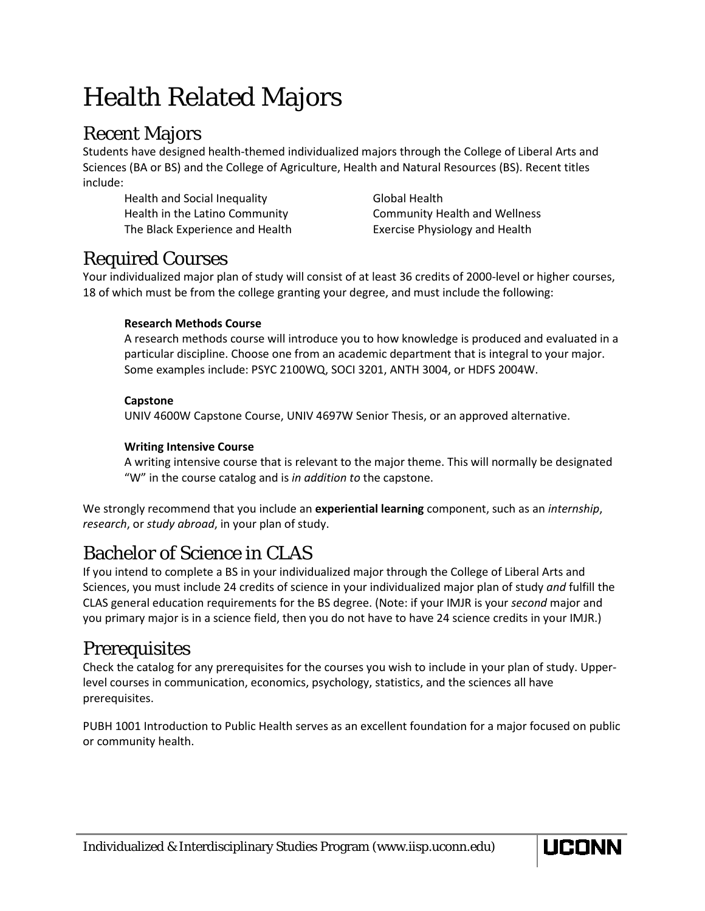# Health Related Majors

## Recent Majors

Students have designed health-themed individualized majors through the College of Liberal Arts and Sciences (BA or BS) and the College of Agriculture, Health and Natural Resources (BS). Recent titles include:

- Health and Social Inequality
- Health in the Latino Community
- The Black Experience and Health
- Global Health
- Community Health and Wellness
- Exercise Physiology and Health

## Required Courses

Your individualized major plan of study will consist of at least 36 credits of 2000-level or higher courses, 18 of which must be from the college granting your degree, and must include the following:

**Research Methods Course**
A research methods course will introduce you to how knowledge is produced and evaluated in a particular discipline. Choose one from an academic department that is integral to your major. Some examples include: PSYC 2100WQ, SOCI 3201, ANTH 3004, or HDFS 2004W.

**Capstone**
UNIV 4600W Capstone Course, UNIV 4697W Senior Thesis, or an approved alternative.

**Writing Intensive Course**
A writing intensive course that is relevant to the major theme. This will normally be designated "W" in the course catalog and is *in addition to* the capstone.

We strongly recommend that you include an **experiential learning** component, such as an *internship*, *research*, or *study abroad*, in your plan of study.

## Bachelor of Science in CLAS

If you intend to complete a BS in your individualized major through the College of Liberal Arts and Sciences, you must include 24 credits of science in your individualized major plan of study *and* fulfill the CLAS general education requirements for the BS degree. (Note: if your IMJR is your *second* major and you primary major is in a science field, then you do not have to have 24 science credits in your IMJR.)

## Prerequisites

Check the catalog for any prerequisites for the courses you wish to include in your plan of study. Upper-level courses in communication, economics, psychology, statistics, and the sciences all have prerequisites.

PUBH 1001 Introduction to Public Health serves as an excellent foundation for a major focused on public or community health.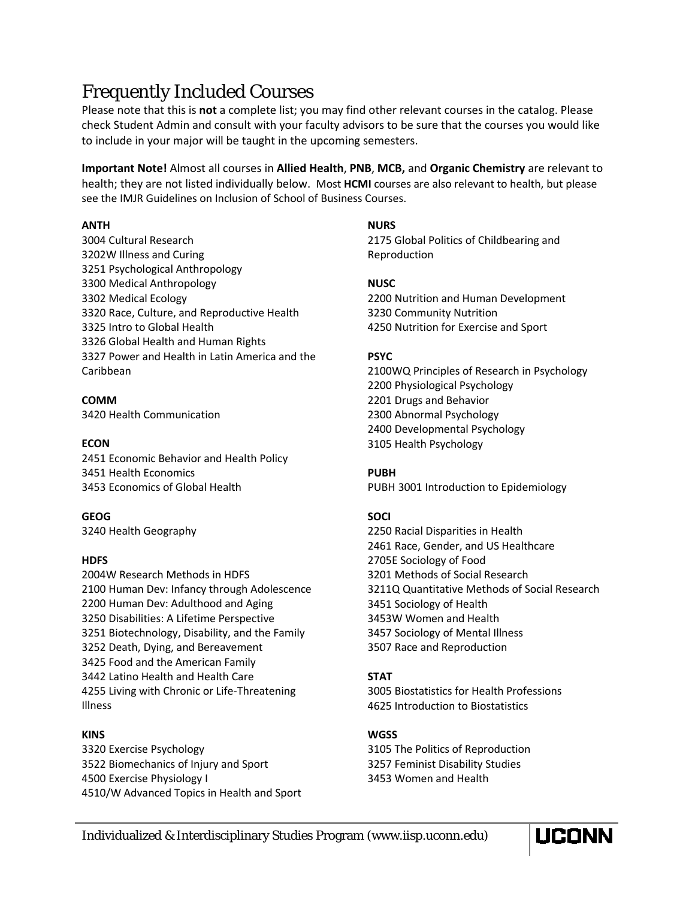# Frequently Included Courses

Please note that this is **not** a complete list; you may find other relevant courses in the catalog. Please check Student Admin and consult with your faculty advisors to be sure that the courses you would like to include in your major will be taught in the upcoming semesters.

**Important Note!** Almost all courses in **Allied Health**, **PNB**, **MCB,** and **Organic Chemistry** are relevant to health; they are not listed individually below. Most **HCMI** courses are also relevant to health, but please see the IMJR Guidelines on Inclusion of School of Business Courses.

**ANTH**

3004 Cultural Research
3202W Illness and Curing
3251 Psychological Anthropology
3300 Medical Anthropology
3302 Medical Ecology
3320 Race, Culture, and Reproductive Health
3325 Intro to Global Health
3326 Global Health and Human Rights
3327 Power and Health in Latin America and the Caribbean

**COMM**

3420 Health Communication

**ECON**

2451 Economic Behavior and Health Policy
3451 Health Economics
3453 Economics of Global Health

**GEOG**

3240 Health Geography

**HDFS**

2004W Research Methods in HDFS
2100 Human Dev: Infancy through Adolescence
2200 Human Dev: Adulthood and Aging
3250 Disabilities: A Lifetime Perspective
3251 Biotechnology, Disability, and the Family
3252 Death, Dying, and Bereavement
3425 Food and the American Family
3442 Latino Health and Health Care
4255 Living with Chronic or Life-Threatening Illness

**KINS**

3320 Exercise Psychology
3522 Biomechanics of Injury and Sport
4500 Exercise Physiology I
4510/W Advanced Topics in Health and Sport

**NURS**

2175 Global Politics of Childbearing and Reproduction

**NUSC**

2200 Nutrition and Human Development
3230 Community Nutrition
4250 Nutrition for Exercise and Sport

**PSYC**

2100WQ Principles of Research in Psychology
2200 Physiological Psychology
2201 Drugs and Behavior
2300 Abnormal Psychology
2400 Developmental Psychology
3105 Health Psychology

**PUBH**

PUBH 3001 Introduction to Epidemiology

**SOCI**

2250 Racial Disparities in Health
2461 Race, Gender, and US Healthcare
2705E Sociology of Food
3201 Methods of Social Research
3211Q Quantitative Methods of Social Research
3451 Sociology of Health
3453W Women and Health
3457 Sociology of Mental Illness
3507 Race and Reproduction

**STAT**

3005 Biostatistics for Health Professions
4625 Introduction to Biostatistics

**WGSS**

3105 The Politics of Reproduction
3257 Feminist Disability Studies
3453 Women and Health